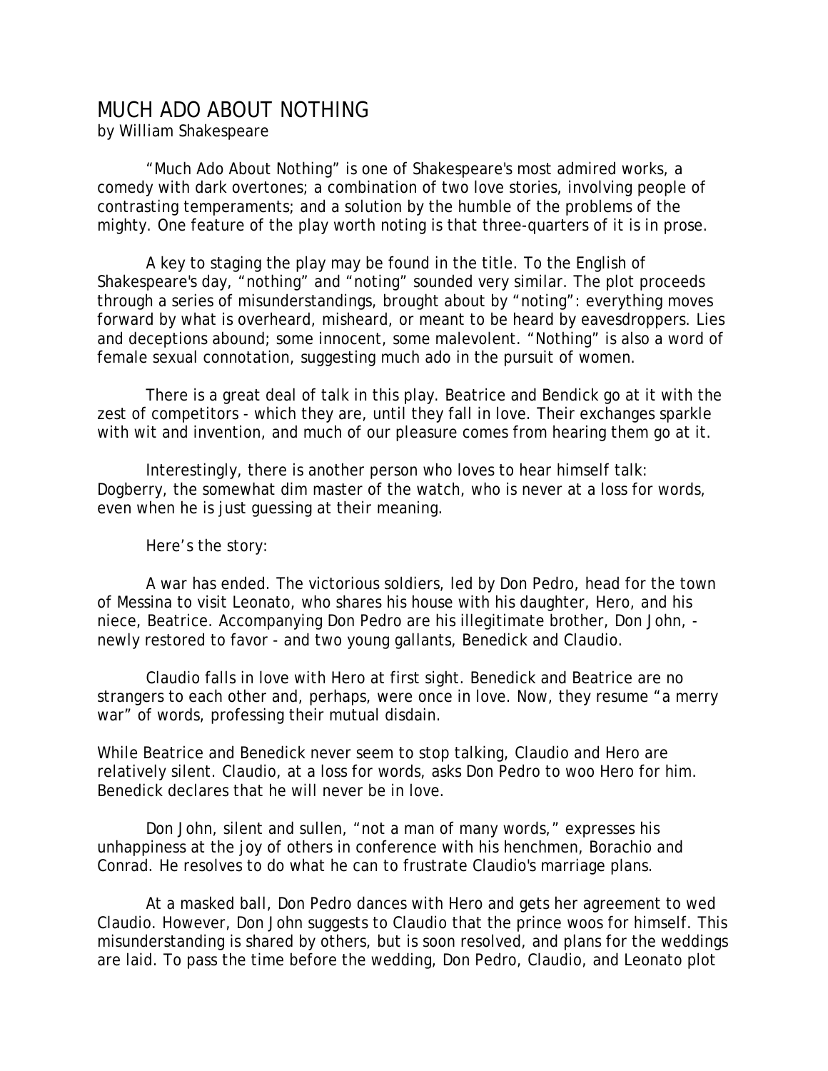# MUCH ADO ABOUT NOTHING

by William Shakespeare

"Much Ado About Nothing" is one of Shakespeare's most admired works, a comedy with dark overtones; a combination of two love stories, involving people of contrasting temperaments; and a solution by the humble of the problems of the mighty. One feature of the play worth noting is that three-quarters of it is in prose.

A key to staging the play may be found in the title. To the English of Shakespeare's day, "nothing" and "noting" sounded very similar. The plot proceeds through a series of misunderstandings, brought about by "noting": everything moves forward by what is overheard, misheard, or meant to be heard by eavesdroppers. Lies and deceptions abound; some innocent, some malevolent. "Nothing" is also a word of female sexual connotation, suggesting much ado in the pursuit of women.

There is a great deal of talk in this play. Beatrice and Bendick go at it with the zest of competitors - which they are, until they fall in love. Their exchanges sparkle with wit and invention, and much of our pleasure comes from hearing them go at it.

Interestingly, there is another person who loves to hear himself talk: Dogberry, the somewhat dim master of the watch, who is never at a loss for words, even when he is just guessing at their meaning.

Here's the story:

A war has ended. The victorious soldiers, led by Don Pedro, head for the town of Messina to visit Leonato, who shares his house with his daughter, Hero, and his niece, Beatrice. Accompanying Don Pedro are his illegitimate brother, Don John, - newly restored to favor - and two young gallants, Benedick and Claudio.

Claudio falls in love with Hero at first sight. Benedick and Beatrice are no strangers to each other and, perhaps, were once in love. Now, they resume "a merry war" of words, professing their mutual disdain.

While Beatrice and Benedick never seem to stop talking, Claudio and Hero are relatively silent. Claudio, at a loss for words, asks Don Pedro to woo Hero for him. Benedick declares that he will never be in love.

Don John, silent and sullen, "not a man of many words," expresses his unhappiness at the joy of others in conference with his henchmen, Borachio and Conrad. He resolves to do what he can to frustrate Claudio's marriage plans.

At a masked ball, Don Pedro dances with Hero and gets her agreement to wed Claudio. However, Don John suggests to Claudio that the prince woos for himself. This misunderstanding is shared by others, but is soon resolved, and plans for the weddings are laid. To pass the time before the wedding, Don Pedro, Claudio, and Leonato plot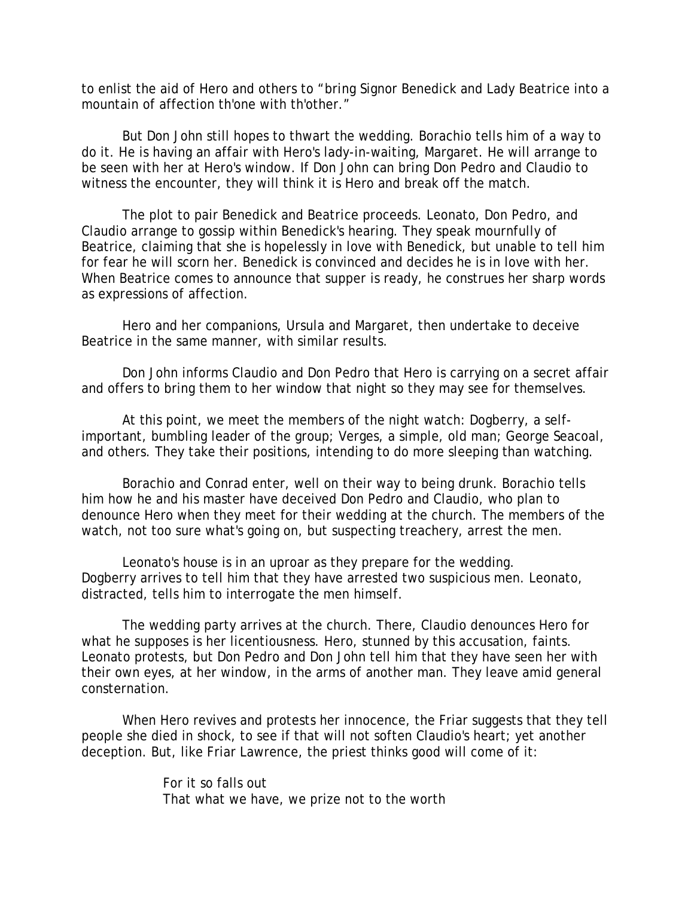to enlist the aid of Hero and others to "bring Signor Benedick and Lady Beatrice into a mountain of affection th'one with th'other."

But Don John still hopes to thwart the wedding. Borachio tells him of a way to do it. He is having an affair with Hero's lady-in-waiting, Margaret. He will arrange to be seen with her at Hero's window. If Don John can bring Don Pedro and Claudio to witness the encounter, they will think it is Hero and break off the match.

The plot to pair Benedick and Beatrice proceeds. Leonato, Don Pedro, and Claudio arrange to gossip within Benedick's hearing. They speak mournfully of Beatrice, claiming that she is hopelessly in love with Benedick, but unable to tell him for fear he will scorn her. Benedick is convinced and decides he is in love with her. When Beatrice comes to announce that supper is ready, he construes her sharp words as expressions of affection.

Hero and her companions, Ursula and Margaret, then undertake to deceive Beatrice in the same manner, with similar results.

Don John informs Claudio and Don Pedro that Hero is carrying on a secret affair and offers to bring them to her window that night so they may see for themselves.

At this point, we meet the members of the night watch: Dogberry, a self-important, bumbling leader of the group; Verges, a simple, old man; George Seacoal, and others. They take their positions, intending to do more sleeping than watching.

Borachio and Conrad enter, well on their way to being drunk. Borachio tells him how he and his master have deceived Don Pedro and Claudio, who plan to denounce Hero when they meet for their wedding at the church. The members of the watch, not too sure what's going on, but suspecting treachery, arrest the men.

Leonato's house is in an uproar as they prepare for the wedding. Dogberry arrives to tell him that they have arrested two suspicious men. Leonato, distracted, tells him to interrogate the men himself.

The wedding party arrives at the church. There, Claudio denounces Hero for what he supposes is her licentiousness. Hero, stunned by this accusation, faints. Leonato protests, but Don Pedro and Don John tell him that they have seen her with their own eyes, at her window, in the arms of another man. They leave amid general consternation.

When Hero revives and protests her innocence, the Friar suggests that they tell people she died in shock, to see if that will not soften Claudio's heart; yet another deception. But, like Friar Lawrence, the priest thinks good will come of it:

> For it so falls out
> That what we have, we prize not to the worth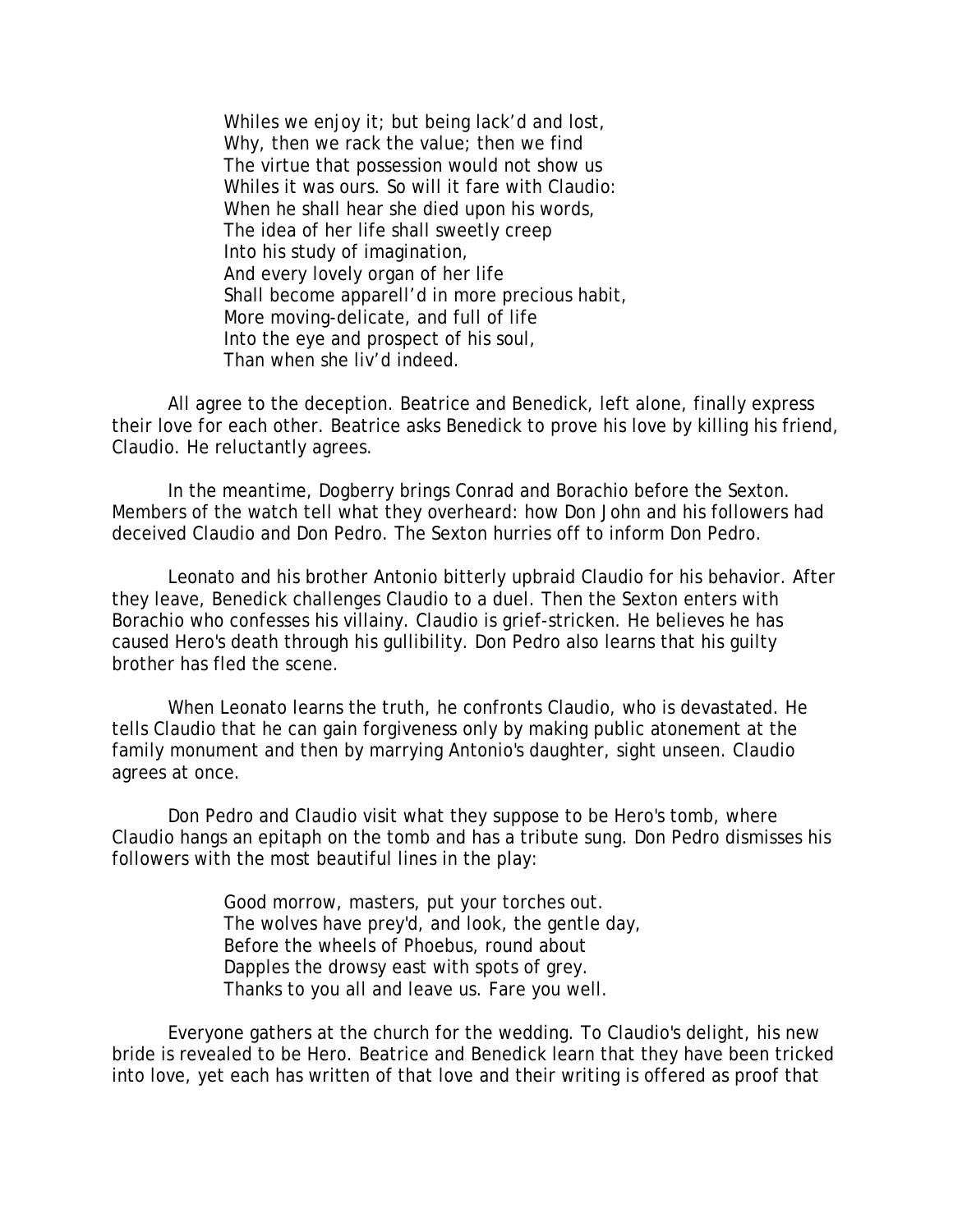> Whiles we enjoy it; but being lack'd and lost,
> Why, then we rack the value; then we find
> The virtue that possession would not show us
> Whiles it was ours. So will it fare with Claudio:
> When he shall hear she died upon his words,
> The idea of her life shall sweetly creep
> Into his study of imagination,
> And every lovely organ of her life
> Shall become apparell'd in more precious habit,
> More moving-delicate, and full of life
> Into the eye and prospect of his soul,
> Than when she liv'd indeed.

All agree to the deception. Beatrice and Benedick, left alone, finally express their love for each other. Beatrice asks Benedick to prove his love by killing his friend, Claudio. He reluctantly agrees.

In the meantime, Dogberry brings Conrad and Borachio before the Sexton. Members of the watch tell what they overheard: how Don John and his followers had deceived Claudio and Don Pedro. The Sexton hurries off to inform Don Pedro.

Leonato and his brother Antonio bitterly upbraid Claudio for his behavior. After they leave, Benedick challenges Claudio to a duel. Then the Sexton enters with Borachio who confesses his villainy. Claudio is grief-stricken. He believes he has caused Hero's death through his gullibility. Don Pedro also learns that his guilty brother has fled the scene.

When Leonato learns the truth, he confronts Claudio, who is devastated. He tells Claudio that he can gain forgiveness only by making public atonement at the family monument and then by marrying Antonio's daughter, sight unseen. Claudio agrees at once.

Don Pedro and Claudio visit what they suppose to be Hero's tomb, where Claudio hangs an epitaph on the tomb and has a tribute sung. Don Pedro dismisses his followers with the most beautiful lines in the play:

> Good morrow, masters, put your torches out.
> The wolves have prey'd, and look, the gentle day,
> Before the wheels of Phoebus, round about
> Dapples the drowsy east with spots of grey.
> Thanks to you all and leave us. Fare you well.

Everyone gathers at the church for the wedding. To Claudio's delight, his new bride is revealed to be Hero. Beatrice and Benedick learn that they have been tricked into love, yet each has written of that love and their writing is offered as proof that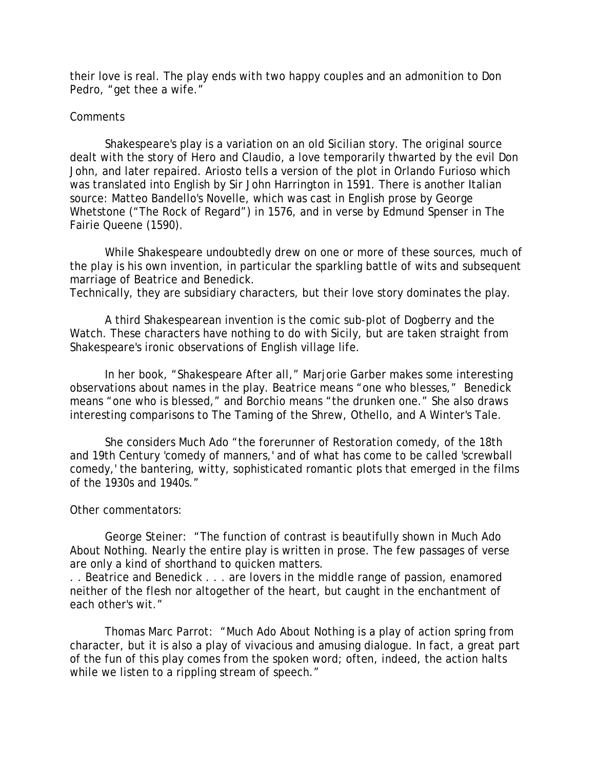their love is real. The play ends with two happy couples and an admonition to Don Pedro, "get thee a wife."

Comments

Shakespeare's play is a variation on an old Sicilian story. The original source dealt with the story of Hero and Claudio, a love temporarily thwarted by the evil Don John, and later repaired. Ariosto tells a version of the plot in Orlando Furioso which was translated into English by Sir John Harrington in 1591. There is another Italian source: Matteo Bandello's Novelle, which was cast in English prose by George Whetstone ("The Rock of Regard") in 1576, and in verse by Edmund Spenser in The Fairie Queene (1590).

While Shakespeare undoubtedly drew on one or more of these sources, much of the play is his own invention, in particular the sparkling battle of wits and subsequent marriage of Beatrice and Benedick.
Technically, they are subsidiary characters, but their love story dominates the play.

A third Shakespearean invention is the comic sub-plot of Dogberry and the Watch. These characters have nothing to do with Sicily, but are taken straight from Shakespeare's ironic observations of English village life.

In her book, "Shakespeare After all," Marjorie Garber makes some interesting observations about names in the play. Beatrice means "one who blesses," Benedick means "one who is blessed," and Borchio means "the drunken one." She also draws interesting comparisons to The Taming of the Shrew, Othello, and A Winter's Tale.

She considers Much Ado "the forerunner of Restoration comedy, of the 18th and 19th Century 'comedy of manners,' and of what has come to be called 'screwball comedy,' the bantering, witty, sophisticated romantic plots that emerged in the films of the 1930s and 1940s."

Other commentators:

George Steiner: "The function of contrast is beautifully shown in Much Ado About Nothing. Nearly the entire play is written in prose. The few passages of verse are only a kind of shorthand to quicken matters.
. . Beatrice and Benedick . . . are lovers in the middle range of passion, enamored neither of the flesh nor altogether of the heart, but caught in the enchantment of each other's wit."

Thomas Marc Parrot: "Much Ado About Nothing is a play of action spring from character, but it is also a play of vivacious and amusing dialogue. In fact, a great part of the fun of this play comes from the spoken word; often, indeed, the action halts while we listen to a rippling stream of speech."